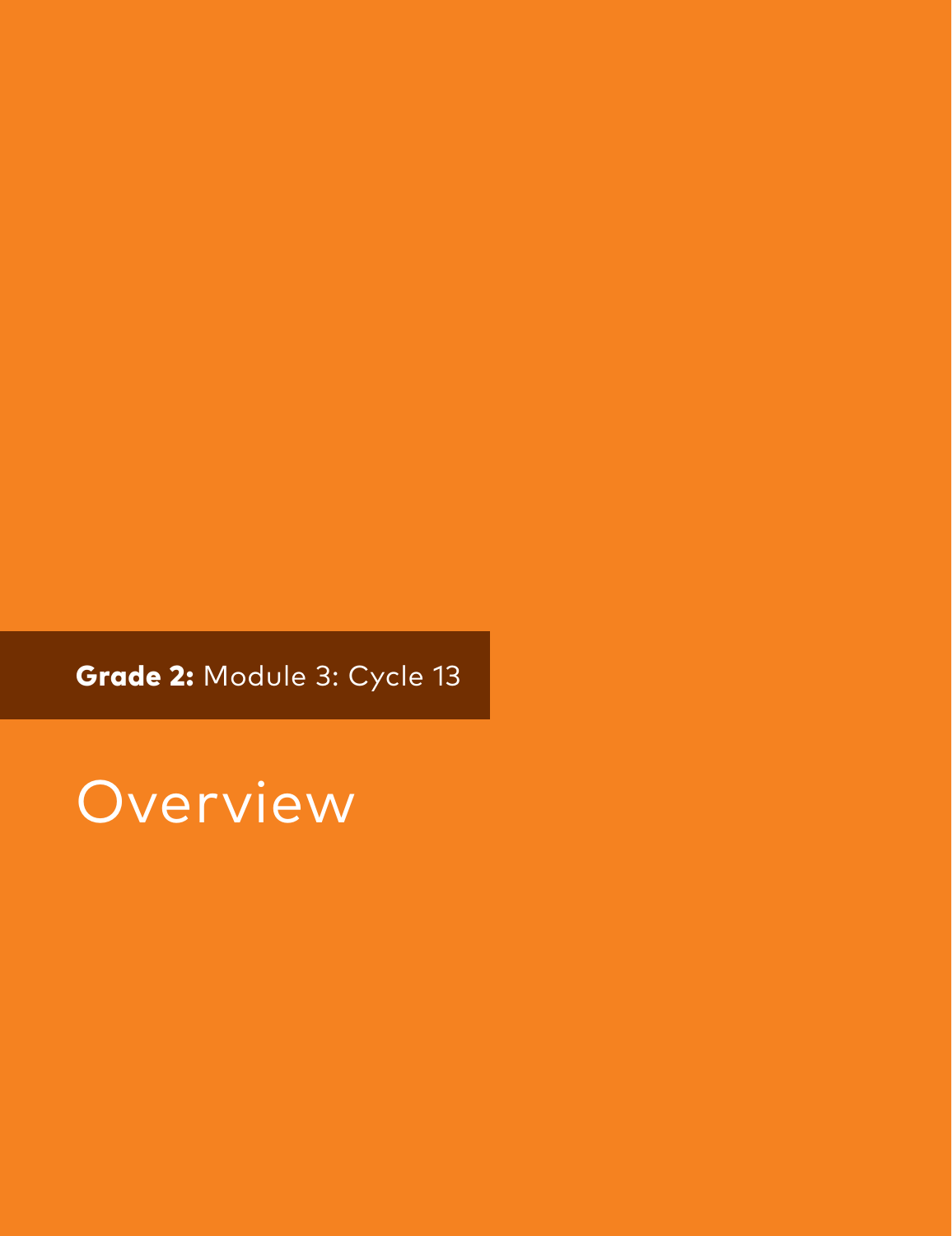**Grade 2:** Module 3: Cycle 13

# Overview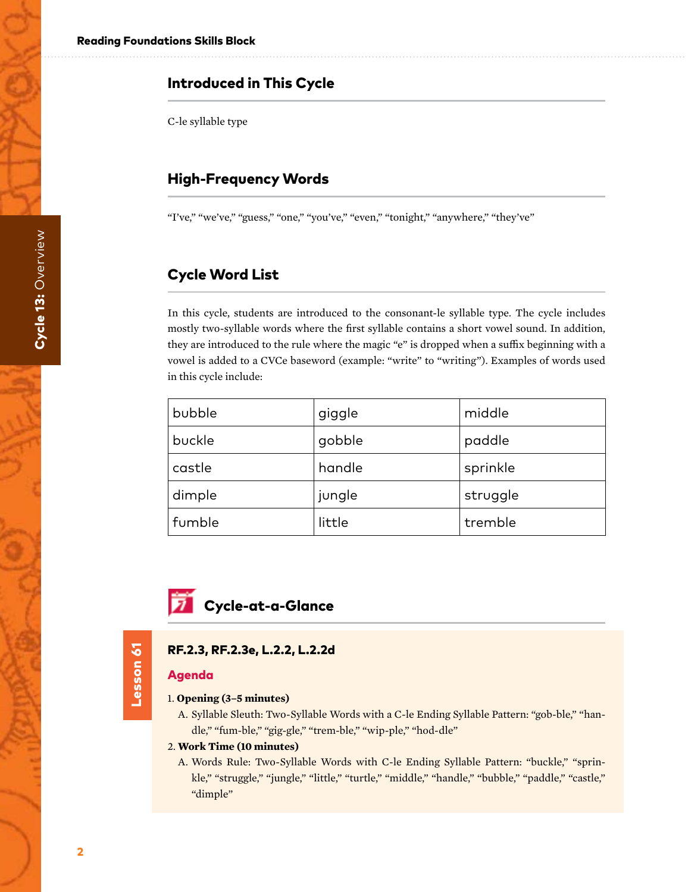## Introduced in This Cycle

C-le syllable type

## High-Frequency Words

"I've," "we've," "guess," "one," "you've," "even," "tonight," "anywhere," "they've"

## Cycle Word List

In this cycle, students are introduced to the consonant-le syllable type. The cycle includes mostly two-syllable words where the first syllable contains a short vowel sound. In addition, they are introduced to the rule where the magic "e" is dropped when a suffix beginning with a vowel is added to a CVCe baseword (example: "write" to "writing"). Examples of words used in this cycle include:

| bubble | giggle | middle |
|---|---|---|
| buckle | gobble | paddle |
| castle | handle | sprinkle |
| dimple | jungle | struggle |
| fumble | little | tremble |

## Cycle-at-a-Glance

### Lesson 61

**RF.2.3, RF.2.3e, L.2.2, L.2.2d**

**Agenda**

1. **Opening (3–5 minutes)**
   A. Syllable Sleuth: Two-Syllable Words with a C-le Ending Syllable Pattern: "gob-ble," "han-dle," "fum-ble," "gig-gle," "trem-ble," "wip-ple," "hod-dle"
2. **Work Time (10 minutes)**
   A. Words Rule: Two-Syllable Words with C-le Ending Syllable Pattern: "buckle," "sprinkle," "struggle," "jungle," "little," "turtle," "middle," "handle," "bubble," "paddle," "castle," "dimple"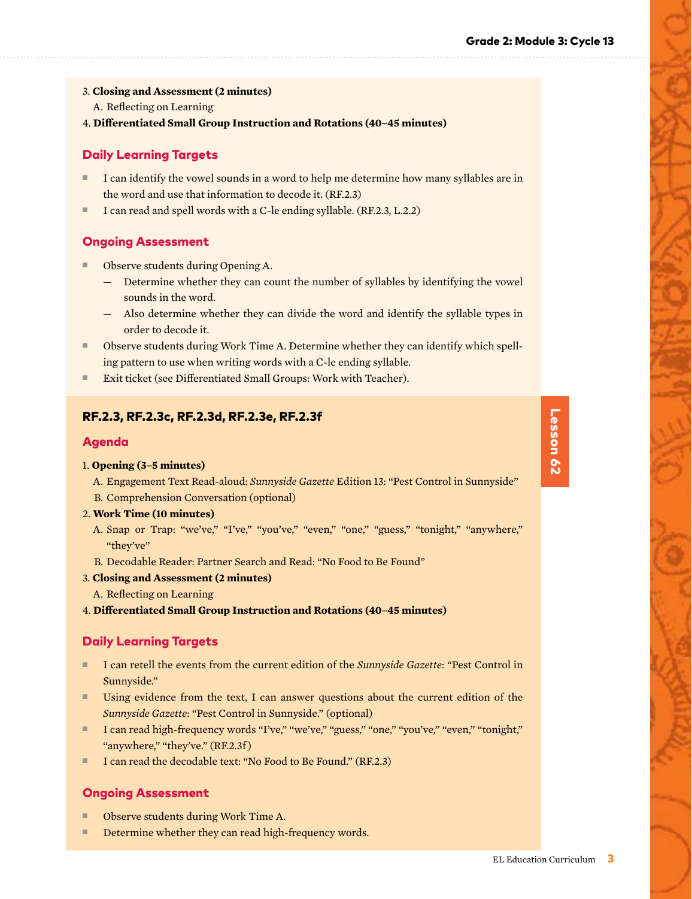3. **Closing and Assessment (2 minutes)**
   A. Reflecting on Learning
4. **Differentiated Small Group Instruction and Rotations (40–45 minutes)**

### Daily Learning Targets

- I can identify the vowel sounds in a word to help me determine how many syllables are in the word and use that information to decode it. (RF.2.3)
- I can read and spell words with a C-le ending syllable. (RF.2.3, L.2.2)

### Ongoing Assessment

- Observe students during Opening A.
  - Determine whether they can count the number of syllables by identifying the vowel sounds in the word.
  - Also determine whether they can divide the word and identify the syllable types in order to decode it.
- Observe students during Work Time A. Determine whether they can identify which spelling pattern to use when writing words with a C-le ending syllable.
- Exit ticket (see Differentiated Small Groups: Work with Teacher).

## Lesson 62

### RF.2.3, RF.2.3c, RF.2.3d, RF.2.3e, RF.2.3f

### Agenda

1. **Opening (3–5 minutes)**
   A. Engagement Text Read-aloud: *Sunnyside Gazette* Edition 13: "Pest Control in Sunnyside"
   B. Comprehension Conversation (optional)
2. **Work Time (10 minutes)**
   A. Snap or Trap: "we've," "I've," "you've," "even," "one," "guess," "tonight," "anywhere," "they've"
   B. Decodable Reader: Partner Search and Read: "No Food to Be Found"
3. **Closing and Assessment (2 minutes)**
   A. Reflecting on Learning
4. **Differentiated Small Group Instruction and Rotations (40–45 minutes)**

### Daily Learning Targets

- I can retell the events from the current edition of the *Sunnyside Gazette*: "Pest Control in Sunnyside."
- Using evidence from the text, I can answer questions about the current edition of the *Sunnyside Gazette*: "Pest Control in Sunnyside." (optional)
- I can read high-frequency words "I've," "we've," "guess," "one," "you've," "even," "tonight," "anywhere," "they've." (RF.2.3f)
- I can read the decodable text: "No Food to Be Found." (RF.2.3)

### Ongoing Assessment

- Observe students during Work Time A.
- Determine whether they can read high-frequency words.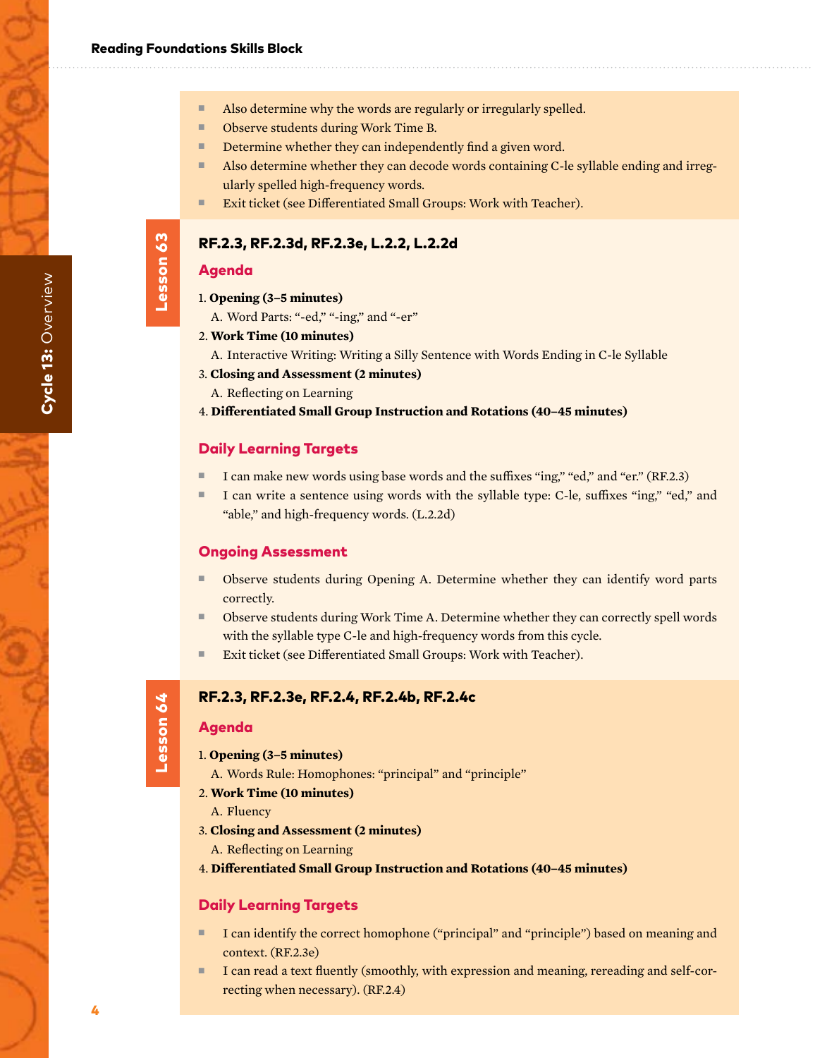- Also determine why the words are regularly or irregularly spelled.
- Observe students during Work Time B.
- Determine whether they can independently find a given word.
- Also determine whether they can decode words containing C-le syllable ending and irregularly spelled high-frequency words.
- Exit ticket (see Differentiated Small Groups: Work with Teacher).

## Lesson 63

### RF.2.3, RF.2.3d, RF.2.3e, L.2.2, L.2.2d

### Agenda

1. **Opening (3–5 minutes)**
   A. Word Parts: "-ed," "-ing," and "-er"
2. **Work Time (10 minutes)**
   A. Interactive Writing: Writing a Silly Sentence with Words Ending in C-le Syllable
3. **Closing and Assessment (2 minutes)**
   A. Reflecting on Learning
4. **Differentiated Small Group Instruction and Rotations (40–45 minutes)**

### Daily Learning Targets

- I can make new words using base words and the suffixes "ing," "ed," and "er." (RF.2.3)
- I can write a sentence using words with the syllable type: C-le, suffixes "ing," "ed," and "able," and high-frequency words. (L.2.2d)

### Ongoing Assessment

- Observe students during Opening A. Determine whether they can identify word parts correctly.
- Observe students during Work Time A. Determine whether they can correctly spell words with the syllable type C-le and high-frequency words from this cycle.
- Exit ticket (see Differentiated Small Groups: Work with Teacher).

## Lesson 64

### RF.2.3, RF.2.3e, RF.2.4, RF.2.4b, RF.2.4c

### Agenda

1. **Opening (3–5 minutes)**
   A. Words Rule: Homophones: "principal" and "principle"
2. **Work Time (10 minutes)**
   A. Fluency
3. **Closing and Assessment (2 minutes)**
   A. Reflecting on Learning
4. **Differentiated Small Group Instruction and Rotations (40–45 minutes)**

### Daily Learning Targets

- I can identify the correct homophone ("principal" and "principle") based on meaning and context. (RF.2.3e)
- I can read a text fluently (smoothly, with expression and meaning, rereading and self-correcting when necessary). (RF.2.4)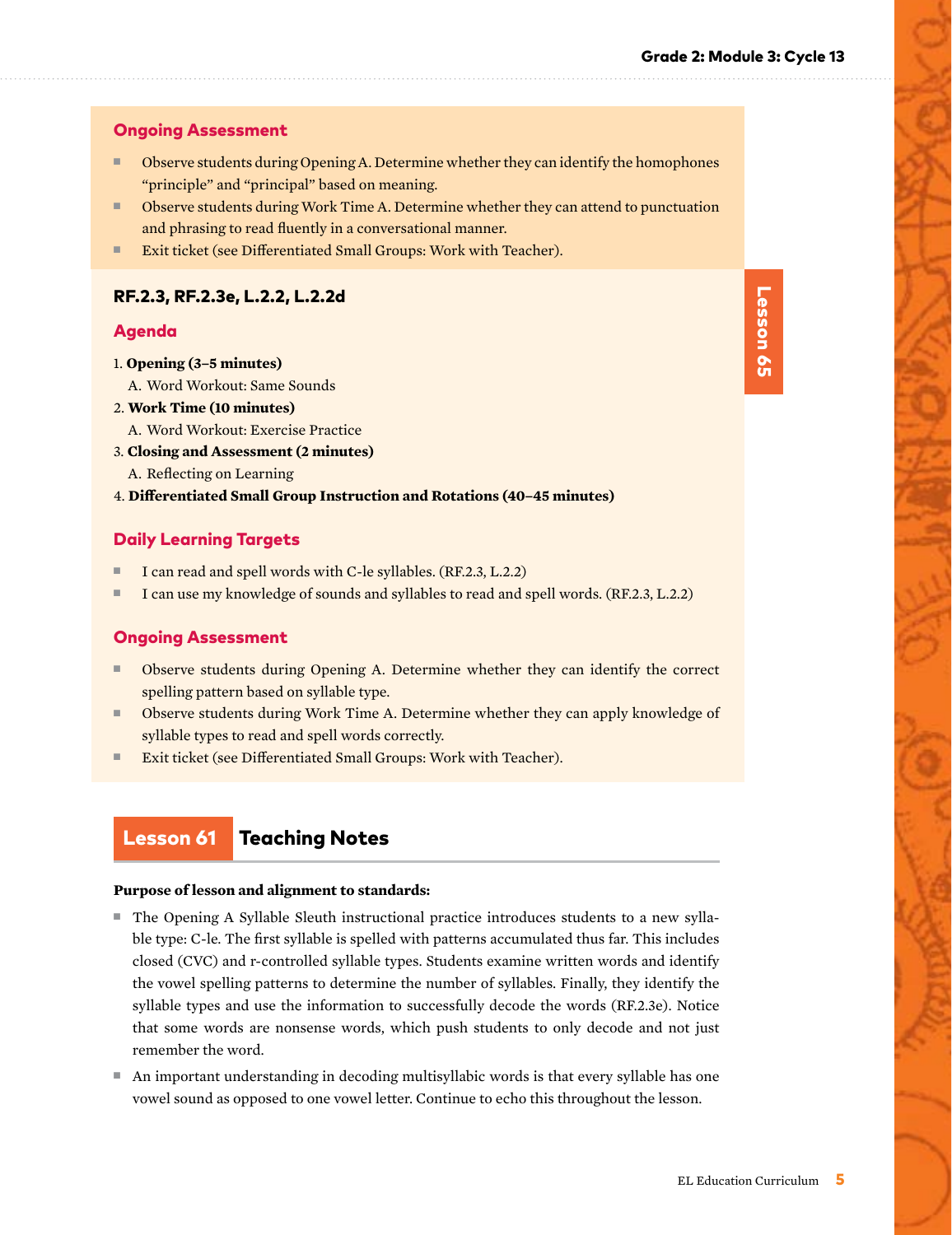### Ongoing Assessment

- Observe students during Opening A. Determine whether they can identify the homophones "principle" and "principal" based on meaning.
- Observe students during Work Time A. Determine whether they can attend to punctuation and phrasing to read fluently in a conversational manner.
- Exit ticket (see Differentiated Small Groups: Work with Teacher).

## Lesson 65

### RF.2.3, RF.2.3e, L.2.2, L.2.2d

### Agenda

1. **Opening (3–5 minutes)**
   A. Word Workout: Same Sounds
2. **Work Time (10 minutes)**
   A. Word Workout: Exercise Practice
3. **Closing and Assessment (2 minutes)**
   A. Reflecting on Learning
4. **Differentiated Small Group Instruction and Rotations (40–45 minutes)**

### Daily Learning Targets

- I can read and spell words with C-le syllables. (RF.2.3, L.2.2)
- I can use my knowledge of sounds and syllables to read and spell words. (RF.2.3, L.2.2)

### Ongoing Assessment

- Observe students during Opening A. Determine whether they can identify the correct spelling pattern based on syllable type.
- Observe students during Work Time A. Determine whether they can apply knowledge of syllable types to read and spell words correctly.
- Exit ticket (see Differentiated Small Groups: Work with Teacher).

## Lesson 61 Teaching Notes

**Purpose of lesson and alignment to standards:**

- The Opening A Syllable Sleuth instructional practice introduces students to a new syllable type: C-le. The first syllable is spelled with patterns accumulated thus far. This includes closed (CVC) and r-controlled syllable types. Students examine written words and identify the vowel spelling patterns to determine the number of syllables. Finally, they identify the syllable types and use the information to successfully decode the words (RF.2.3e). Notice that some words are nonsense words, which push students to only decode and not just remember the word.
- An important understanding in decoding multisyllabic words is that every syllable has one vowel sound as opposed to one vowel letter. Continue to echo this throughout the lesson.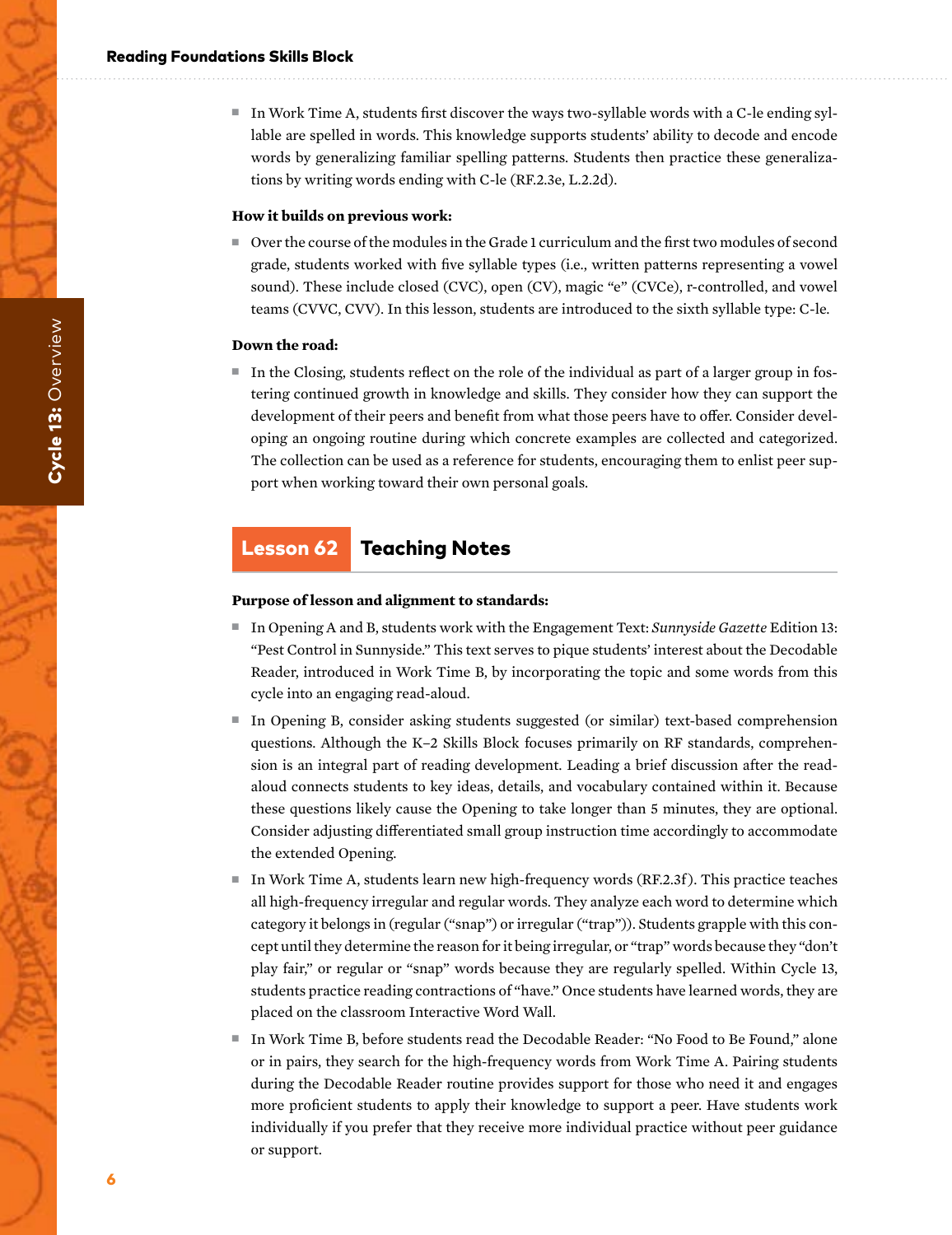- In Work Time A, students first discover the ways two-syllable words with a C-le ending syllable are spelled in words. This knowledge supports students' ability to decode and encode words by generalizing familiar spelling patterns. Students then practice these generalizations by writing words ending with C-le (RF.2.3e, L.2.2d).

**How it builds on previous work:**

- Over the course of the modules in the Grade 1 curriculum and the first two modules of second grade, students worked with five syllable types (i.e., written patterns representing a vowel sound). These include closed (CVC), open (CV), magic "e" (CVCe), r-controlled, and vowel teams (CVVC, CVV). In this lesson, students are introduced to the sixth syllable type: C-le.

**Down the road:**

- In the Closing, students reflect on the role of the individual as part of a larger group in fostering continued growth in knowledge and skills. They consider how they can support the development of their peers and benefit from what those peers have to offer. Consider developing an ongoing routine during which concrete examples are collected and categorized. The collection can be used as a reference for students, encouraging them to enlist peer support when working toward their own personal goals.

## Lesson 62 Teaching Notes

**Purpose of lesson and alignment to standards:**

- In Opening A and B, students work with the Engagement Text: *Sunnyside Gazette* Edition 13: "Pest Control in Sunnyside." This text serves to pique students' interest about the Decodable Reader, introduced in Work Time B, by incorporating the topic and some words from this cycle into an engaging read-aloud.
- In Opening B, consider asking students suggested (or similar) text-based comprehension questions. Although the K–2 Skills Block focuses primarily on RF standards, comprehension is an integral part of reading development. Leading a brief discussion after the read-aloud connects students to key ideas, details, and vocabulary contained within it. Because these questions likely cause the Opening to take longer than 5 minutes, they are optional. Consider adjusting differentiated small group instruction time accordingly to accommodate the extended Opening.
- In Work Time A, students learn new high-frequency words (RF.2.3f). This practice teaches all high-frequency irregular and regular words. They analyze each word to determine which category it belongs in (regular ("snap") or irregular ("trap")). Students grapple with this concept until they determine the reason for it being irregular, or "trap" words because they "don't play fair," or regular or "snap" words because they are regularly spelled. Within Cycle 13, students practice reading contractions of "have." Once students have learned words, they are placed on the classroom Interactive Word Wall.
- In Work Time B, before students read the Decodable Reader: "No Food to Be Found," alone or in pairs, they search for the high-frequency words from Work Time A. Pairing students during the Decodable Reader routine provides support for those who need it and engages more proficient students to apply their knowledge to support a peer. Have students work individually if you prefer that they receive more individual practice without peer guidance or support.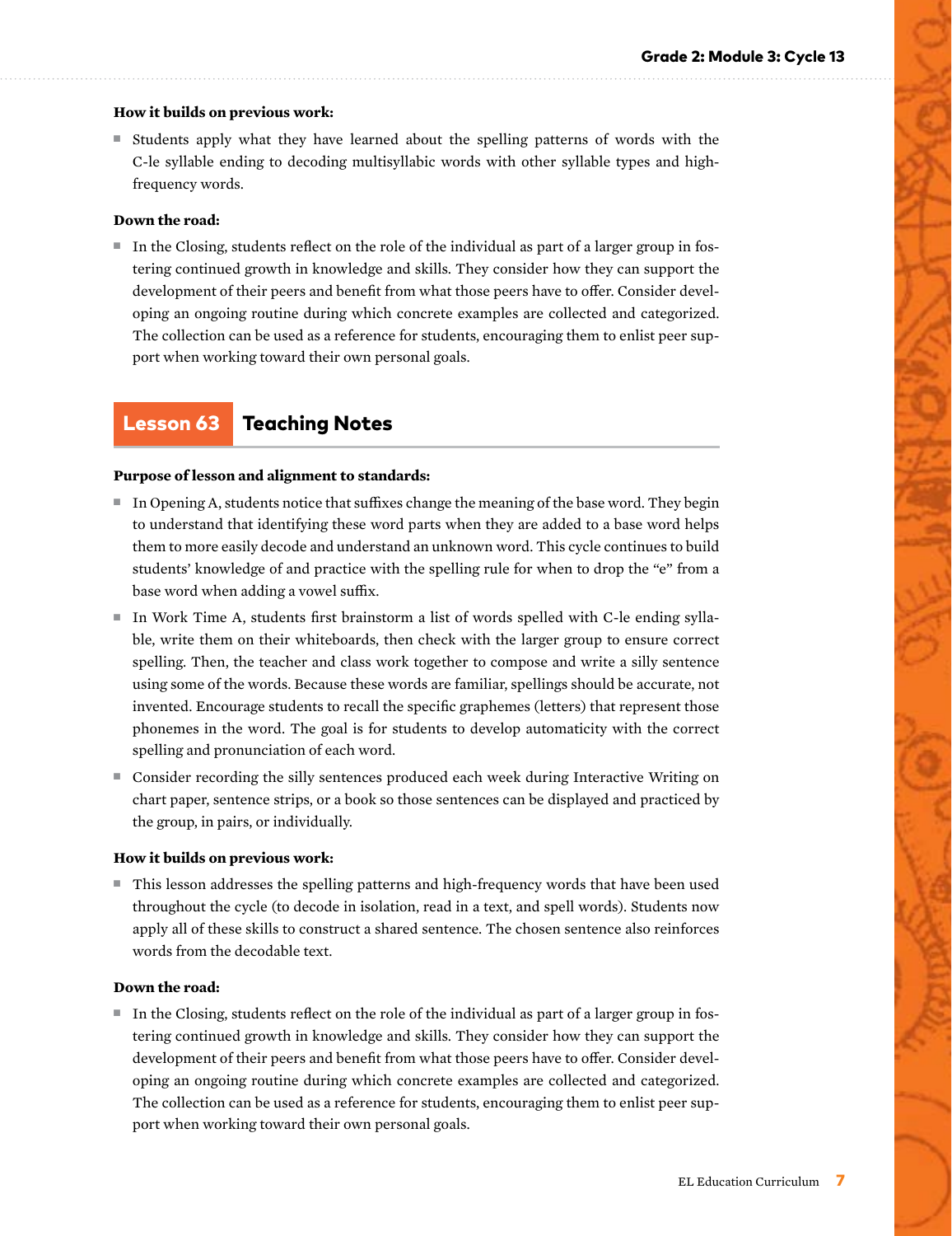**How it builds on previous work:**

- Students apply what they have learned about the spelling patterns of words with the C-le syllable ending to decoding multisyllabic words with other syllable types and high-frequency words.

**Down the road:**

- In the Closing, students reflect on the role of the individual as part of a larger group in fostering continued growth in knowledge and skills. They consider how they can support the development of their peers and benefit from what those peers have to offer. Consider developing an ongoing routine during which concrete examples are collected and categorized. The collection can be used as a reference for students, encouraging them to enlist peer support when working toward their own personal goals.

## Lesson 63 Teaching Notes

**Purpose of lesson and alignment to standards:**

- In Opening A, students notice that suffixes change the meaning of the base word. They begin to understand that identifying these word parts when they are added to a base word helps them to more easily decode and understand an unknown word. This cycle continues to build students' knowledge of and practice with the spelling rule for when to drop the "e" from a base word when adding a vowel suffix.
- In Work Time A, students first brainstorm a list of words spelled with C-le ending syllable, write them on their whiteboards, then check with the larger group to ensure correct spelling. Then, the teacher and class work together to compose and write a silly sentence using some of the words. Because these words are familiar, spellings should be accurate, not invented. Encourage students to recall the specific graphemes (letters) that represent those phonemes in the word. The goal is for students to develop automaticity with the correct spelling and pronunciation of each word.
- Consider recording the silly sentences produced each week during Interactive Writing on chart paper, sentence strips, or a book so those sentences can be displayed and practiced by the group, in pairs, or individually.

**How it builds on previous work:**

- This lesson addresses the spelling patterns and high-frequency words that have been used throughout the cycle (to decode in isolation, read in a text, and spell words). Students now apply all of these skills to construct a shared sentence. The chosen sentence also reinforces words from the decodable text.

**Down the road:**

- In the Closing, students reflect on the role of the individual as part of a larger group in fostering continued growth in knowledge and skills. They consider how they can support the development of their peers and benefit from what those peers have to offer. Consider developing an ongoing routine during which concrete examples are collected and categorized. The collection can be used as a reference for students, encouraging them to enlist peer support when working toward their own personal goals.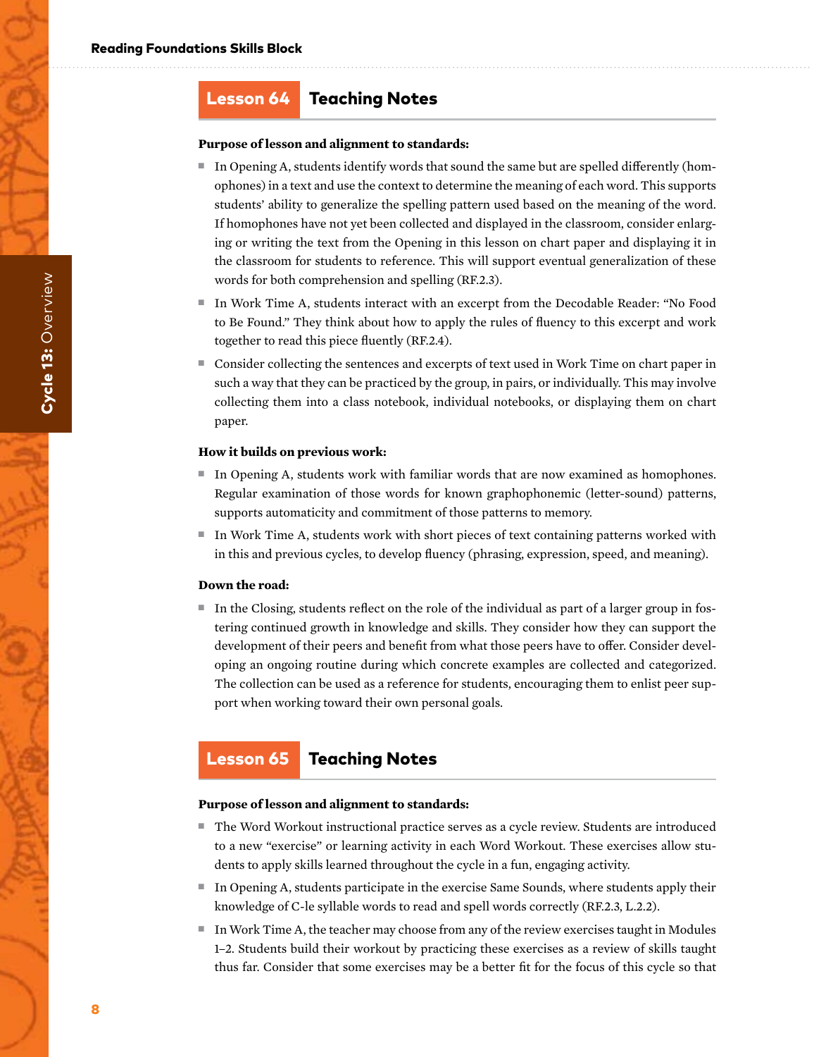## Lesson 64 Teaching Notes

**Purpose of lesson and alignment to standards:**

- In Opening A, students identify words that sound the same but are spelled differently (homophones) in a text and use the context to determine the meaning of each word. This supports students' ability to generalize the spelling pattern used based on the meaning of the word. If homophones have not yet been collected and displayed in the classroom, consider enlarging or writing the text from the Opening in this lesson on chart paper and displaying it in the classroom for students to reference. This will support eventual generalization of these words for both comprehension and spelling (RF.2.3).
- In Work Time A, students interact with an excerpt from the Decodable Reader: "No Food to Be Found." They think about how to apply the rules of fluency to this excerpt and work together to read this piece fluently (RF.2.4).
- Consider collecting the sentences and excerpts of text used in Work Time on chart paper in such a way that they can be practiced by the group, in pairs, or individually. This may involve collecting them into a class notebook, individual notebooks, or displaying them on chart paper.

**How it builds on previous work:**

- In Opening A, students work with familiar words that are now examined as homophones. Regular examination of those words for known graphophonemic (letter-sound) patterns, supports automaticity and commitment of those patterns to memory.
- In Work Time A, students work with short pieces of text containing patterns worked with in this and previous cycles, to develop fluency (phrasing, expression, speed, and meaning).

**Down the road:**

- In the Closing, students reflect on the role of the individual as part of a larger group in fostering continued growth in knowledge and skills. They consider how they can support the development of their peers and benefit from what those peers have to offer. Consider developing an ongoing routine during which concrete examples are collected and categorized. The collection can be used as a reference for students, encouraging them to enlist peer support when working toward their own personal goals.

## Lesson 65 Teaching Notes

**Purpose of lesson and alignment to standards:**

- The Word Workout instructional practice serves as a cycle review. Students are introduced to a new "exercise" or learning activity in each Word Workout. These exercises allow students to apply skills learned throughout the cycle in a fun, engaging activity.
- In Opening A, students participate in the exercise Same Sounds, where students apply their knowledge of C-le syllable words to read and spell words correctly (RF.2.3, L.2.2).
- In Work Time A, the teacher may choose from any of the review exercises taught in Modules 1–2. Students build their workout by practicing these exercises as a review of skills taught thus far. Consider that some exercises may be a better fit for the focus of this cycle so that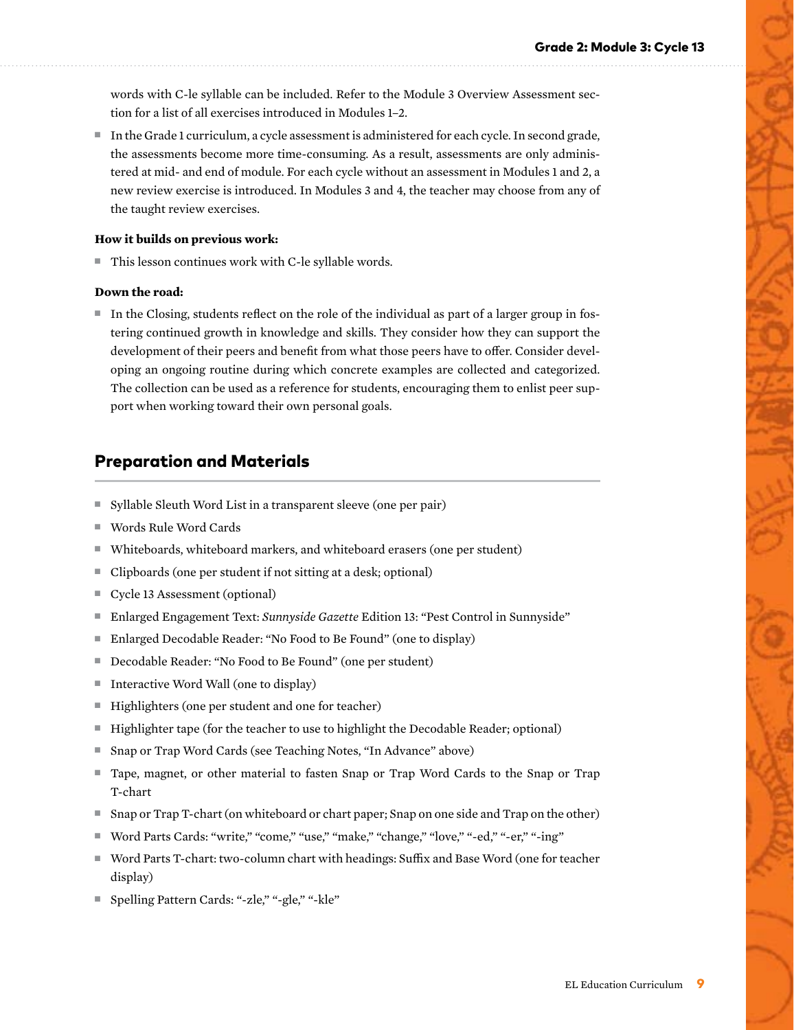words with C-le syllable can be included. Refer to the Module 3 Overview Assessment section for a list of all exercises introduced in Modules 1–2.

- In the Grade 1 curriculum, a cycle assessment is administered for each cycle. In second grade, the assessments become more time-consuming. As a result, assessments are only administered at mid- and end of module. For each cycle without an assessment in Modules 1 and 2, a new review exercise is introduced. In Modules 3 and 4, the teacher may choose from any of the taught review exercises.

**How it builds on previous work:**

- This lesson continues work with C-le syllable words.

**Down the road:**

- In the Closing, students reflect on the role of the individual as part of a larger group in fostering continued growth in knowledge and skills. They consider how they can support the development of their peers and benefit from what those peers have to offer. Consider developing an ongoing routine during which concrete examples are collected and categorized. The collection can be used as a reference for students, encouraging them to enlist peer support when working toward their own personal goals.

## Preparation and Materials

- Syllable Sleuth Word List in a transparent sleeve (one per pair)
- Words Rule Word Cards
- Whiteboards, whiteboard markers, and whiteboard erasers (one per student)
- Clipboards (one per student if not sitting at a desk; optional)
- Cycle 13 Assessment (optional)
- Enlarged Engagement Text: *Sunnyside Gazette* Edition 13: "Pest Control in Sunnyside"
- Enlarged Decodable Reader: "No Food to Be Found" (one to display)
- Decodable Reader: "No Food to Be Found" (one per student)
- Interactive Word Wall (one to display)
- Highlighters (one per student and one for teacher)
- Highlighter tape (for the teacher to use to highlight the Decodable Reader; optional)
- Snap or Trap Word Cards (see Teaching Notes, "In Advance" above)
- Tape, magnet, or other material to fasten Snap or Trap Word Cards to the Snap or Trap T-chart
- Snap or Trap T-chart (on whiteboard or chart paper; Snap on one side and Trap on the other)
- Word Parts Cards: "write," "come," "use," "make," "change," "love," "-ed," "-er," "-ing"
- Word Parts T-chart: two-column chart with headings: Suffix and Base Word (one for teacher display)
- Spelling Pattern Cards: "-zle," "-gle," "-kle"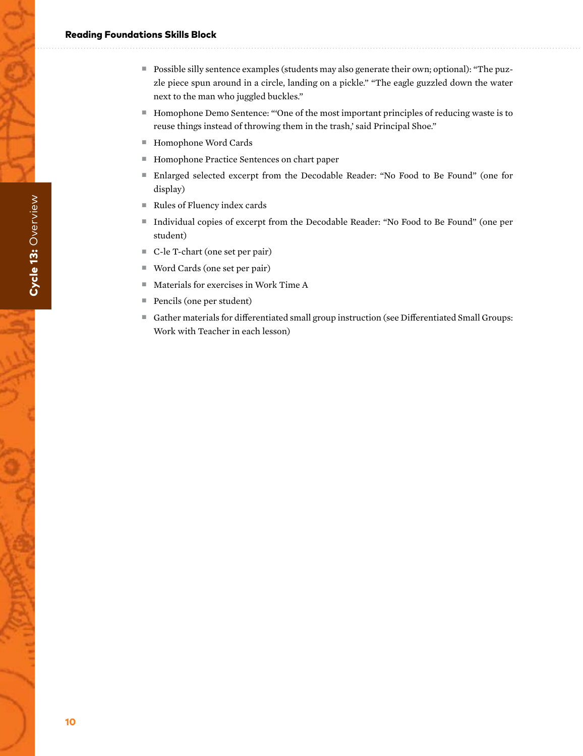- Possible silly sentence examples (students may also generate their own; optional): "The puzzle piece spun around in a circle, landing on a pickle." "The eagle guzzled down the water next to the man who juggled buckles."
- Homophone Demo Sentence: "'One of the most important principles of reducing waste is to reuse things instead of throwing them in the trash,' said Principal Shoe."
- Homophone Word Cards
- Homophone Practice Sentences on chart paper
- Enlarged selected excerpt from the Decodable Reader: "No Food to Be Found" (one for display)
- Rules of Fluency index cards
- Individual copies of excerpt from the Decodable Reader: "No Food to Be Found" (one per student)
- C-le T-chart (one set per pair)
- Word Cards (one set per pair)
- Materials for exercises in Work Time A
- Pencils (one per student)
- Gather materials for differentiated small group instruction (see Differentiated Small Groups: Work with Teacher in each lesson)